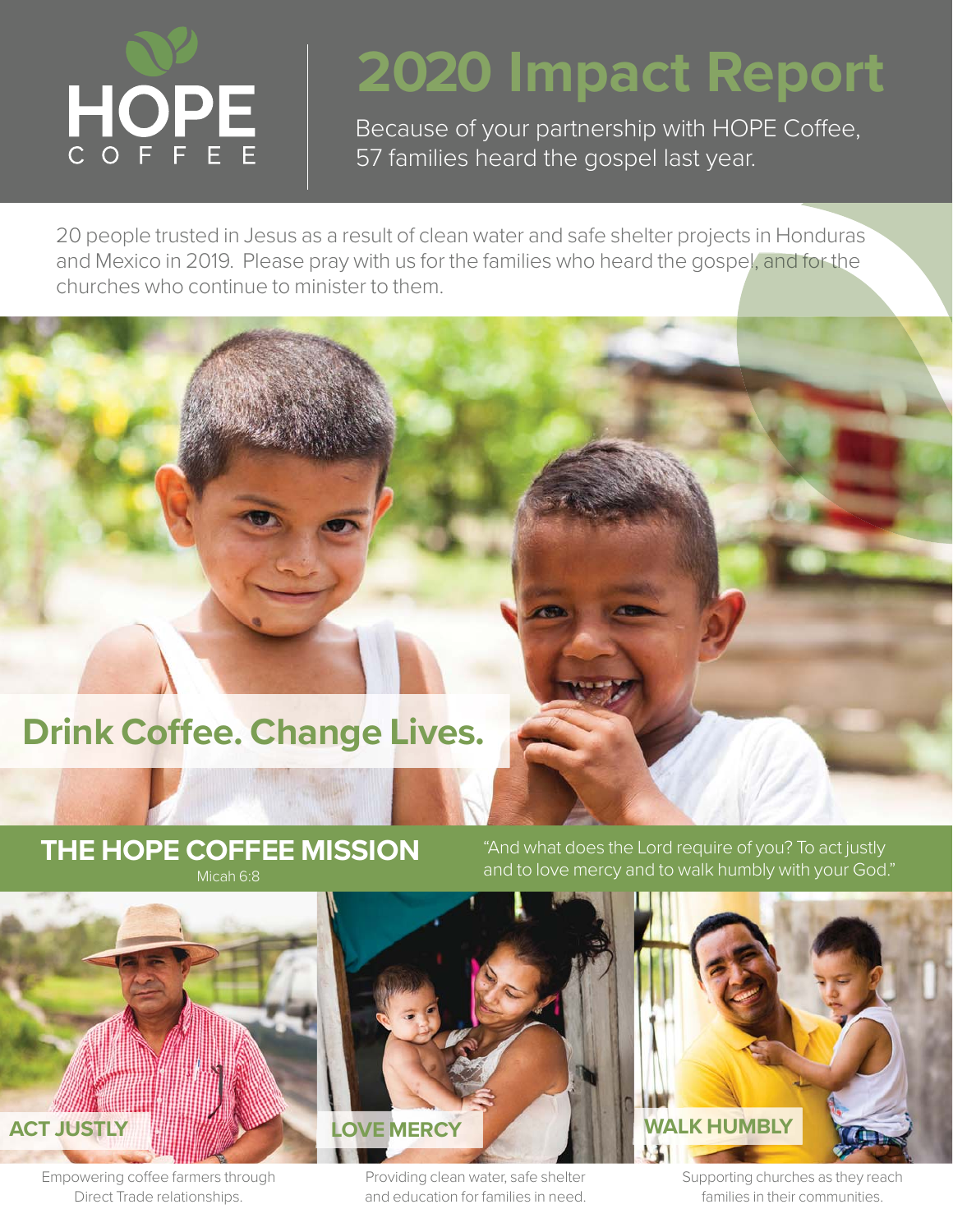HOPE COFFEE

# 2020 Impact Report

Because of your partnership with HOPE Coffee, 57 families heard the gospel last year.

20 people trusted in Jesus as a result of clean water and safe shelter projects in Honduras and Mexico in 2019. Please pray with us for the families who heard the gospel, and for the churches who continue to minister to them.

## Drink Coffee. Change Lives.

## THE HOPE COFFEE MISSION

Micah 6:8

"And what does the Lord require of you? To act justly and to love mercy and to walk humbly with your God."

### ACT JUSTLY

Empowering coffee farmers through Direct Trade relationships.

### LOVE MERCY

Providing clean water, safe shelter and education for families in need.

### WALK HUMBLY

Supporting churches as they reach families in their communities.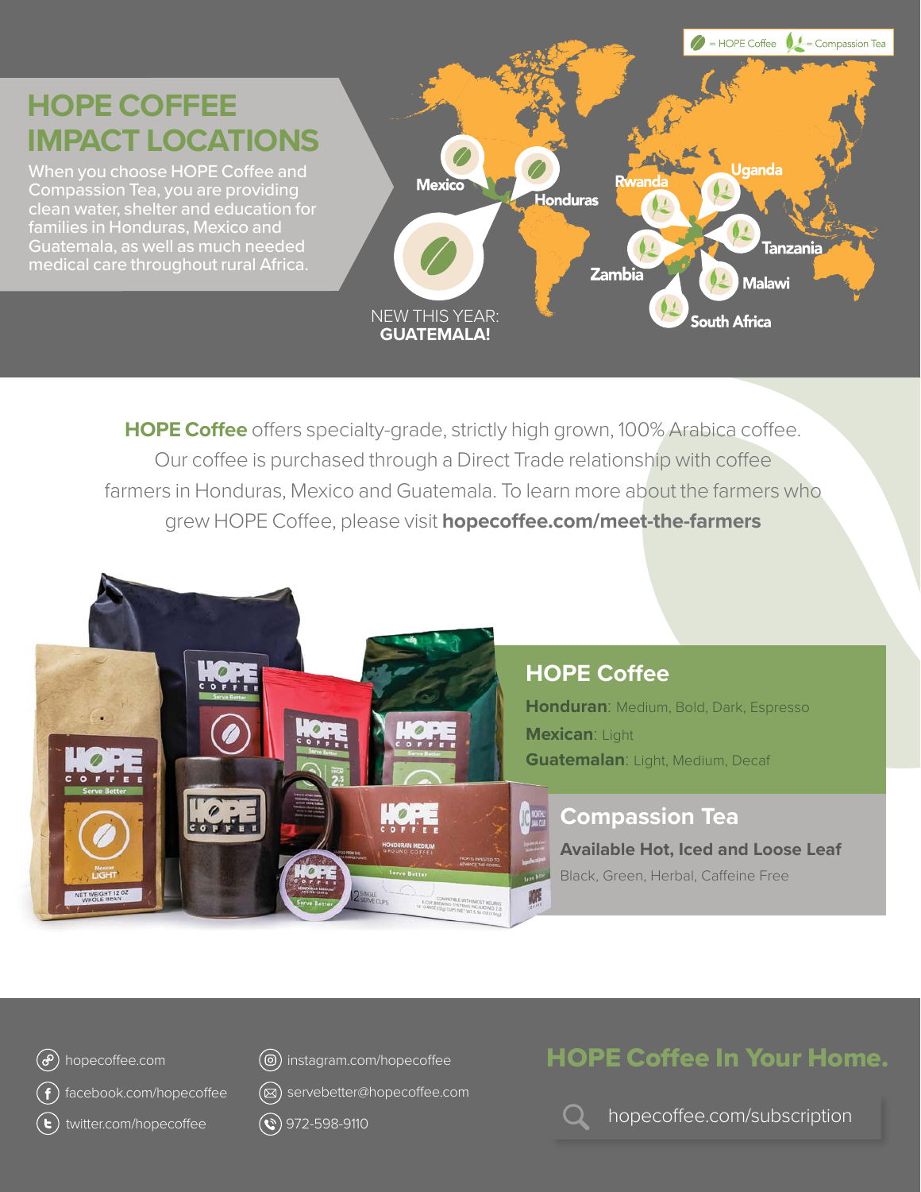# HOPE COFFEE IMPACT LOCATIONS

When you choose HOPE Coffee and Compassion Tea, you are providing clean water, shelter and education for families in Honduras, Mexico and Guatemala, as well as much needed medical care throughout rural Africa.

= HOPE Coffee = Compassion Tea

Mexico
Honduras
Rwanda
Uganda
Tanzania
Zambia
Malawi
South Africa

NEW THIS YEAR:
**GUATEMALA!**

**HOPE Coffee** offers specialty-grade, strictly high grown, 100% Arabica coffee. Our coffee is purchased through a Direct Trade relationship with coffee farmers in Honduras, Mexico and Guatemala. To learn more about the farmers who grew HOPE Coffee, please visit **hopecoffee.com/meet-the-farmers**

## HOPE Coffee

**Honduran**: Medium, Bold, Dark, Espresso

**Mexican**: Light

**Guatemalan**: Light, Medium, Decaf

## Compassion Tea

**Available Hot, Iced and Loose Leaf**

Black, Green, Herbal, Caffeine Free

hopecoffee.com

facebook.com/hopecoffee

twitter.com/hopecoffee

instagram.com/hopecoffee

servebetter@hopecoffee.com

972-598-9110

## HOPE Coffee In Your Home.

hopecoffee.com/subscription